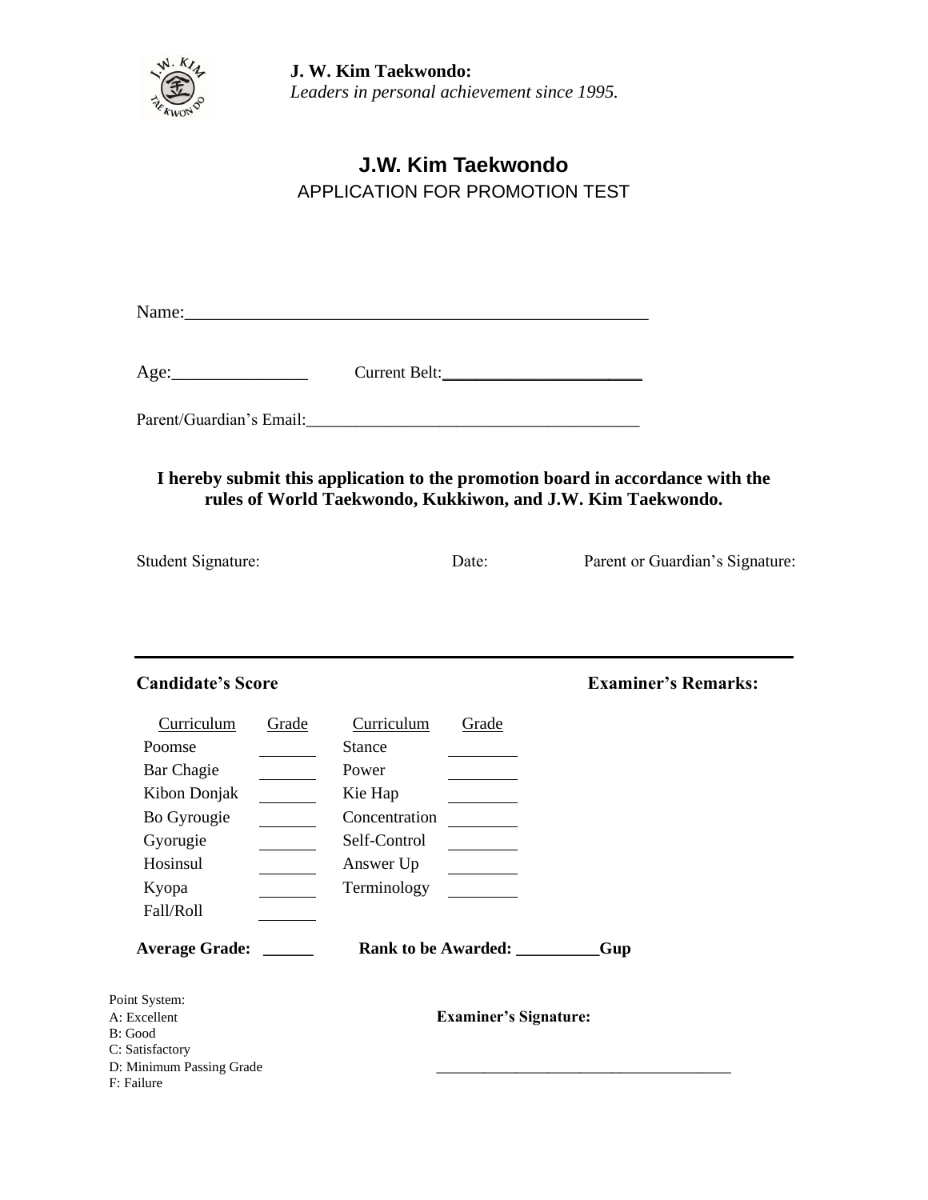**J. W. Kim Taekwondo:**
*Leaders in personal achievement since 1995.*

# J.W. Kim Taekwondo

## APPLICATION FOR PROMOTION TEST

Name:____________________________________________________

Age:_______________ Current Belt:______________________

Parent/Guardian's Email:________________________________________

**I hereby submit this application to the promotion board in accordance with the rules of World Taekwondo, Kukkiwon, and J.W. Kim Taekwondo.**

Student Signature: Date: Parent or Guardian's Signature:

---

**Candidate's Score** **Examiner's Remarks:**

| Curriculum | Grade | Curriculum | Grade |
|---|---|---|---|
| Poomse | ______ | Stance | ______ |
| Bar Chagie | ______ | Power | ______ |
| Kibon Donjak | ______ | Kie Hap | ______ |
| Bo Gyrougie | ______ | Concentration | ______ |
| Gyorugie | ______ | Self-Control | ______ |
| Hosinsul | ______ | Answer Up | ______ |
| Kyopa | ______ | Terminology | ______ |
| Fall/Roll | ______ | | |

**Average Grade: ______** **Rank to be Awarded: __________Gup**

Point System:
A: Excellent
B: Good
C: Satisfactory
D: Minimum Passing Grade
F: Failure

**Examiner's Signature:**

_____________________________________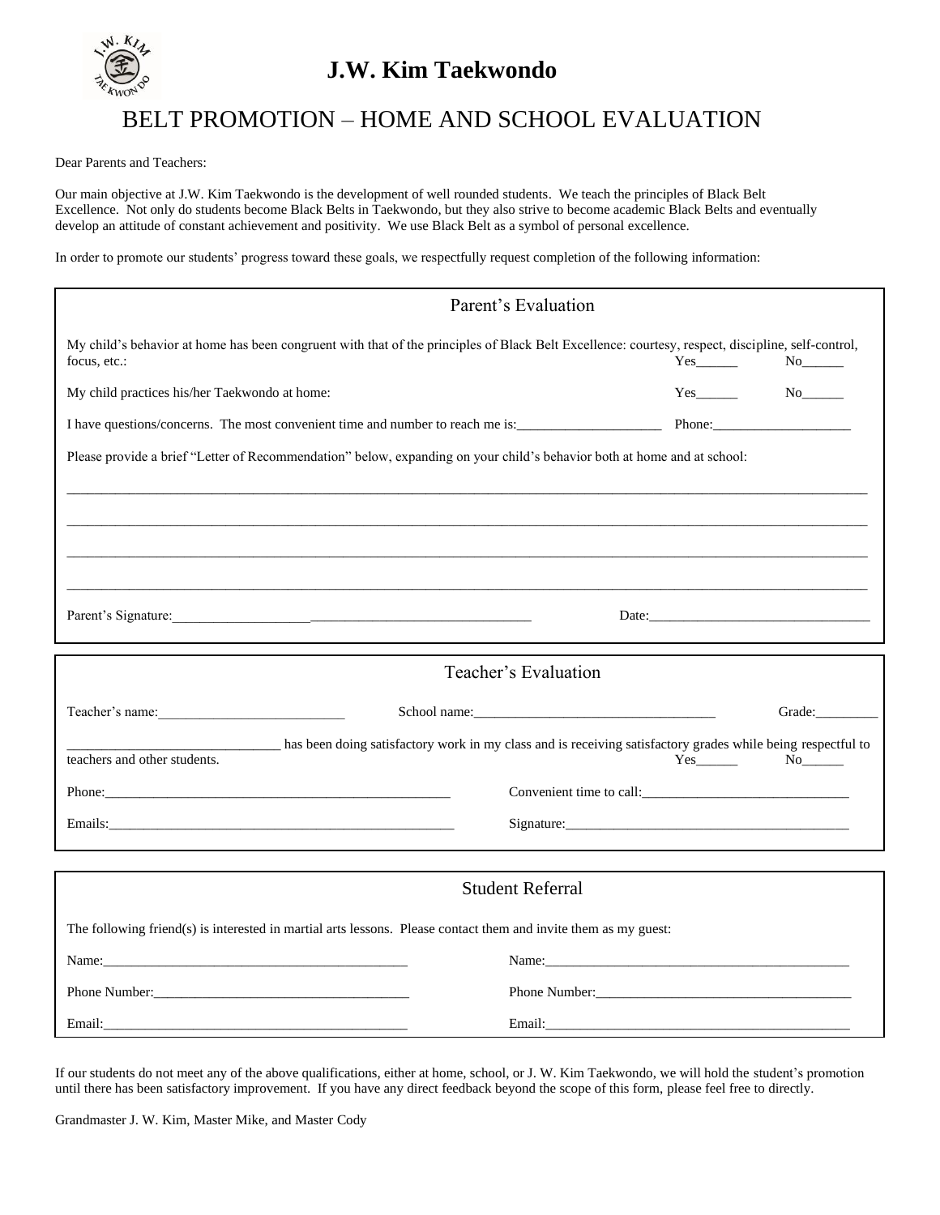# J.W. Kim Taekwondo

## BELT PROMOTION – HOME AND SCHOOL EVALUATION

Dear Parents and Teachers:

Our main objective at J.W. Kim Taekwondo is the development of well rounded students. We teach the principles of Black Belt Excellence. Not only do students become Black Belts in Taekwondo, but they also strive to become academic Black Belts and eventually develop an attitude of constant achievement and positivity. We use Black Belt as a symbol of personal excellence.

In order to promote our students' progress toward these goals, we respectfully request completion of the following information:

### Parent's Evaluation

My child's behavior at home has been congruent with that of the principles of Black Belt Excellence: courtesy, respect, discipline, self-control, focus, etc.: Yes______ No______

My child practices his/her Taekwondo at home: Yes______ No______

I have questions/concerns. The most convenient time and number to reach me is:_____________________ Phone:____________________

Please provide a brief "Letter of Recommendation" below, expanding on your child's behavior both at home and at school:

_______________________________________________________________________________________________

_______________________________________________________________________________________________

_______________________________________________________________________________________________

_______________________________________________________________________________________________

Parent's Signature:_____________________________________________________ Date:________________________________

### Teacher's Evaluation

Teacher's name:___________________________ School name:___________________________________ Grade:_________

_______________________________ has been doing satisfactory work in my class and is receiving satisfactory grades while being respectful to teachers and other students. Yes______ No______

Phone:_____________________________________________________ Convenient time to call:______________________________

Emails:_____________________________________________________ Signature:__________________________________________

### Student Referral

The following friend(s) is interested in martial arts lessons. Please contact them and invite them as my guest:

Name:______________________________________________ Name:______________________________________________

Phone Number:______________________________________ Phone Number:______________________________________

Email:______________________________________________ Email:______________________________________________

If our students do not meet any of the above qualifications, either at home, school, or J. W. Kim Taekwondo, we will hold the student's promotion until there has been satisfactory improvement. If you have any direct feedback beyond the scope of this form, please feel free to directly.

Grandmaster J. W. Kim, Master Mike, and Master Cody